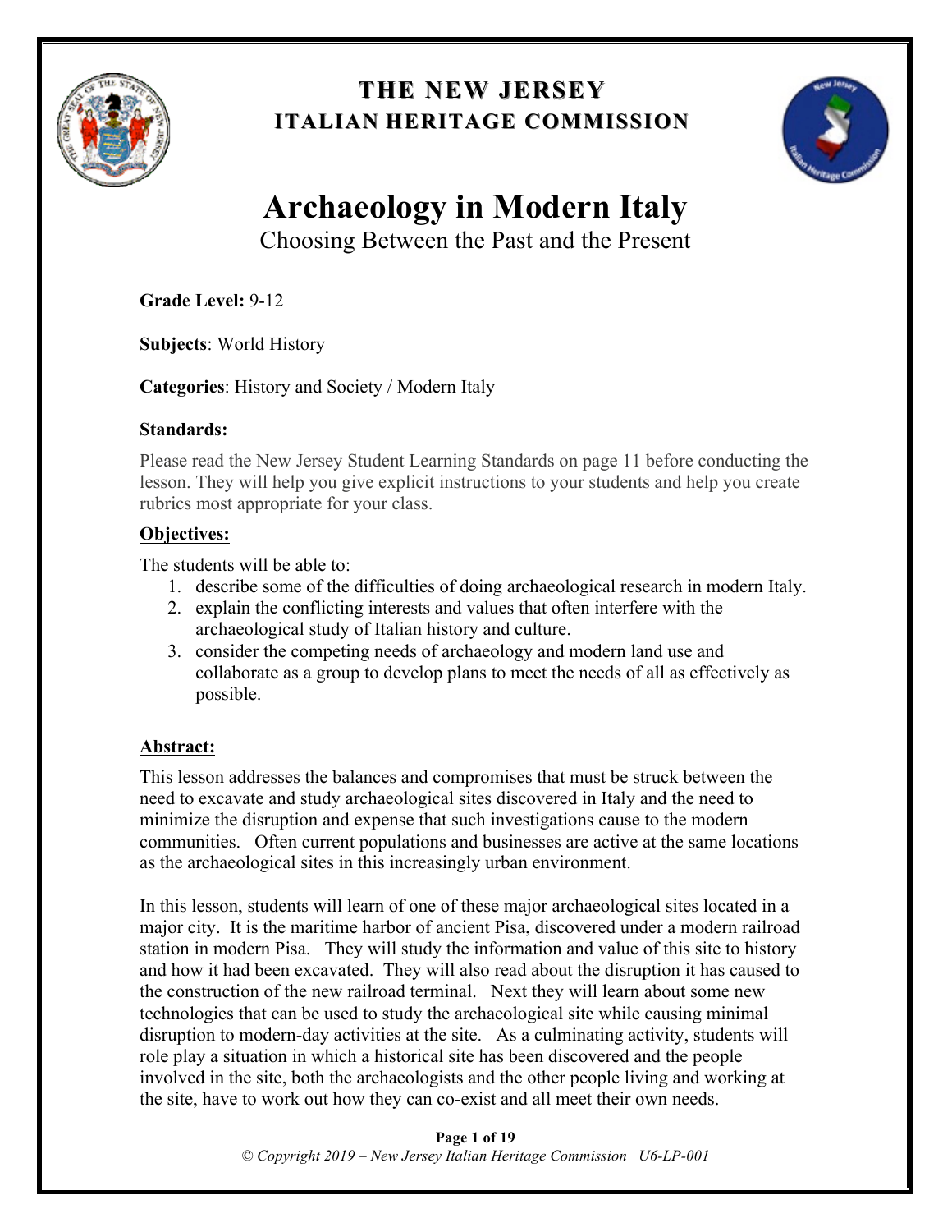# THE NEW JERSEY ITALIAN HERITAGE COMMISSION

# Archaeology in Modern Italy

## Choosing Between the Past and the Present

**Grade Level:** 9-12

**Subjects**: World History

**Categories**: History and Society / Modern Italy

**Standards:**

Please read the New Jersey Student Learning Standards on page 11 before conducting the lesson. They will help you give explicit instructions to your students and help you create rubrics most appropriate for your class.

**Objectives:**

The students will be able to:

1. describe some of the difficulties of doing archaeological research in modern Italy.
2. explain the conflicting interests and values that often interfere with the archaeological study of Italian history and culture.
3. consider the competing needs of archaeology and modern land use and collaborate as a group to develop plans to meet the needs of all as effectively as possible.

**Abstract:**

This lesson addresses the balances and compromises that must be struck between the need to excavate and study archaeological sites discovered in Italy and the need to minimize the disruption and expense that such investigations cause to the modern communities. Often current populations and businesses are active at the same locations as the archaeological sites in this increasingly urban environment.

In this lesson, students will learn of one of these major archaeological sites located in a major city. It is the maritime harbor of ancient Pisa, discovered under a modern railroad station in modern Pisa. They will study the information and value of this site to history and how it had been excavated. They will also read about the disruption it has caused to the construction of the new railroad terminal. Next they will learn about some new technologies that can be used to study the archaeological site while causing minimal disruption to modern-day activities at the site. As a culminating activity, students will role play a situation in which a historical site has been discovered and the people involved in the site, both the archaeologists and the other people living and working at the site, have to work out how they can co-exist and all meet their own needs.

*© Copyright 2019 – New Jersey Italian Heritage Commission U6-LP-001*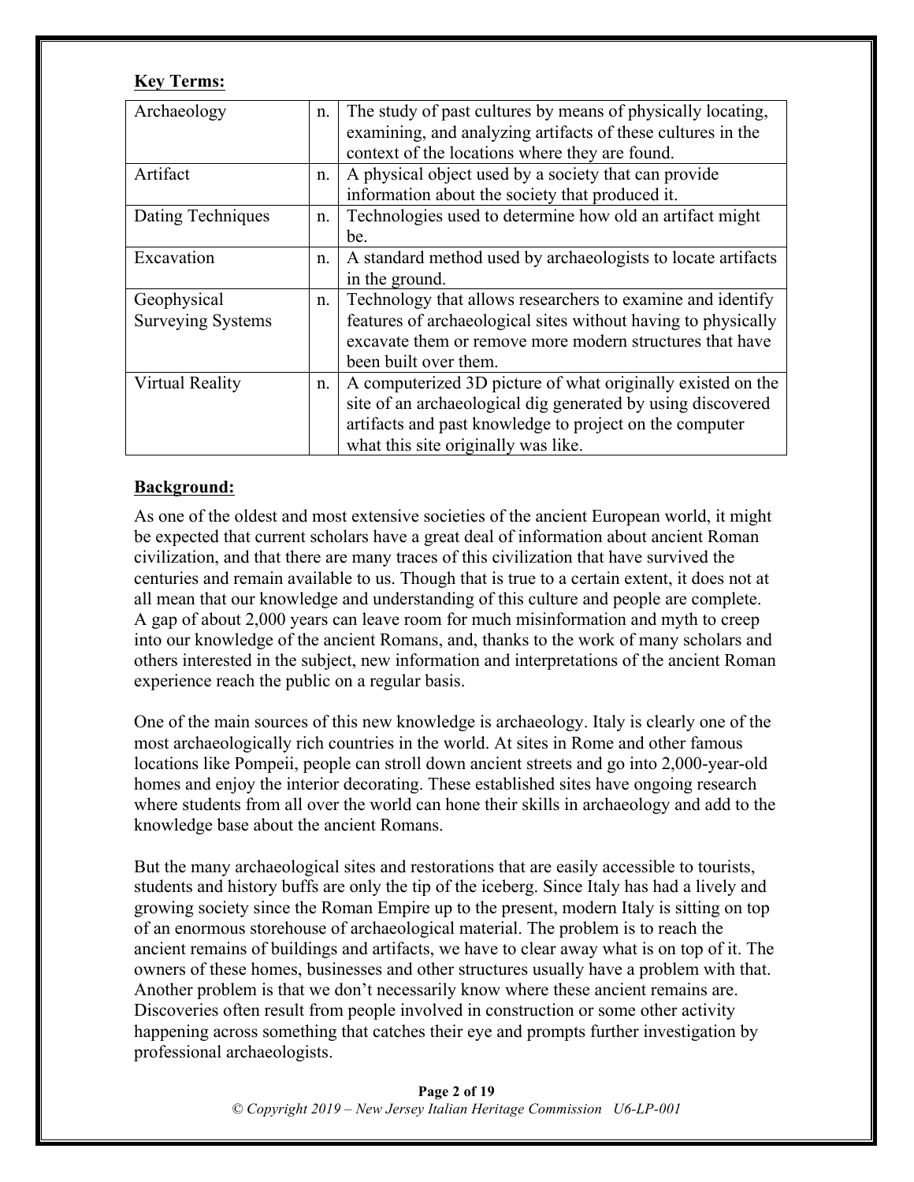**Key Terms:**

| Archaeology | n. | The study of past cultures by means of physically locating, examining, and analyzing artifacts of these cultures in the context of the locations where they are found. |
|---|---|---|
| Artifact | n. | A physical object used by a society that can provide information about the society that produced it. |
| Dating Techniques | n. | Technologies used to determine how old an artifact might be. |
| Excavation | n. | A standard method used by archaeologists to locate artifacts in the ground. |
| Geophysical Surveying Systems | n. | Technology that allows researchers to examine and identify features of archaeological sites without having to physically excavate them or remove more modern structures that have been built over them. |
| Virtual Reality | n. | A computerized 3D picture of what originally existed on the site of an archaeological dig generated by using discovered artifacts and past knowledge to project on the computer what this site originally was like. |

**Background:**

As one of the oldest and most extensive societies of the ancient European world, it might be expected that current scholars have a great deal of information about ancient Roman civilization, and that there are many traces of this civilization that have survived the centuries and remain available to us. Though that is true to a certain extent, it does not at all mean that our knowledge and understanding of this culture and people are complete. A gap of about 2,000 years can leave room for much misinformation and myth to creep into our knowledge of the ancient Romans, and, thanks to the work of many scholars and others interested in the subject, new information and interpretations of the ancient Roman experience reach the public on a regular basis.

One of the main sources of this new knowledge is archaeology. Italy is clearly one of the most archaeologically rich countries in the world. At sites in Rome and other famous locations like Pompeii, people can stroll down ancient streets and go into 2,000-year-old homes and enjoy the interior decorating. These established sites have ongoing research where students from all over the world can hone their skills in archaeology and add to the knowledge base about the ancient Romans.

But the many archaeological sites and restorations that are easily accessible to tourists, students and history buffs are only the tip of the iceberg. Since Italy has had a lively and growing society since the Roman Empire up to the present, modern Italy is sitting on top of an enormous storehouse of archaeological material. The problem is to reach the ancient remains of buildings and artifacts, we have to clear away what is on top of it. The owners of these homes, businesses and other structures usually have a problem with that. Another problem is that we don't necessarily know where these ancient remains are. Discoveries often result from people involved in construction or some other activity happening across something that catches their eye and prompts further investigation by professional archaeologists.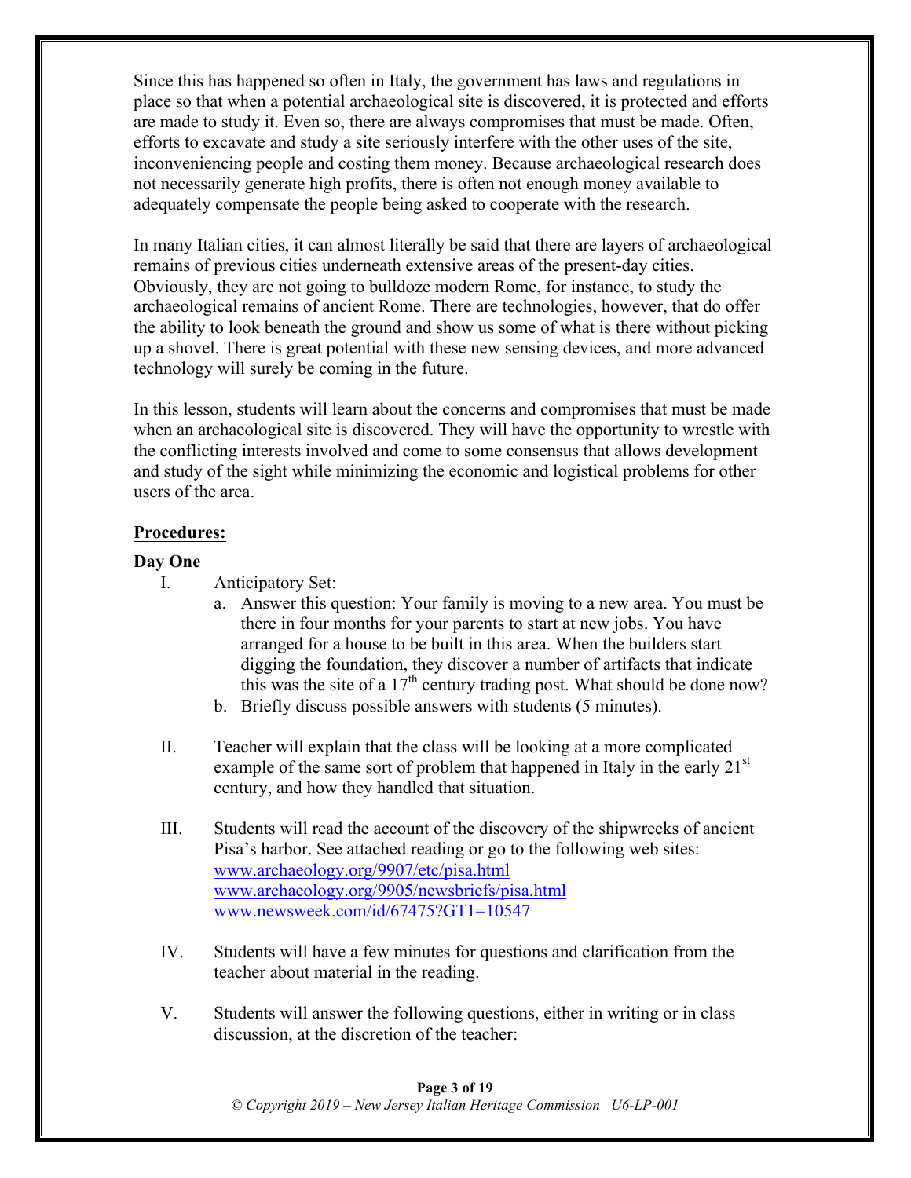Since this has happened so often in Italy, the government has laws and regulations in place so that when a potential archaeological site is discovered, it is protected and efforts are made to study it. Even so, there are always compromises that must be made. Often, efforts to excavate and study a site seriously interfere with the other uses of the site, inconveniencing people and costing them money. Because archaeological research does not necessarily generate high profits, there is often not enough money available to adequately compensate the people being asked to cooperate with the research.

In many Italian cities, it can almost literally be said that there are layers of archaeological remains of previous cities underneath extensive areas of the present-day cities. Obviously, they are not going to bulldoze modern Rome, for instance, to study the archaeological remains of ancient Rome. There are technologies, however, that do offer the ability to look beneath the ground and show us some of what is there without picking up a shovel. There is great potential with these new sensing devices, and more advanced technology will surely be coming in the future.

In this lesson, students will learn about the concerns and compromises that must be made when an archaeological site is discovered. They will have the opportunity to wrestle with the conflicting interests involved and come to some consensus that allows development and study of the sight while minimizing the economic and logistical problems for other users of the area.

**Procedures:**

**Day One**

I. Anticipatory Set:
   a. Answer this question: Your family is moving to a new area. You must be there in four months for your parents to start at new jobs. You have arranged for a house to be built in this area. When the builders start digging the foundation, they discover a number of artifacts that indicate this was the site of a 17th century trading post. What should be done now?
   b. Briefly discuss possible answers with students (5 minutes).

II. Teacher will explain that the class will be looking at a more complicated example of the same sort of problem that happened in Italy in the early 21st century, and how they handled that situation.

III. Students will read the account of the discovery of the shipwrecks of ancient Pisa's harbor. See attached reading or go to the following web sites:
   www.archaeology.org/9907/etc/pisa.html
   www.archaeology.org/9905/newsbriefs/pisa.html
   www.newsweek.com/id/67475?GT1=10547

IV. Students will have a few minutes for questions and clarification from the teacher about material in the reading.

V. Students will answer the following questions, either in writing or in class discussion, at the discretion of the teacher: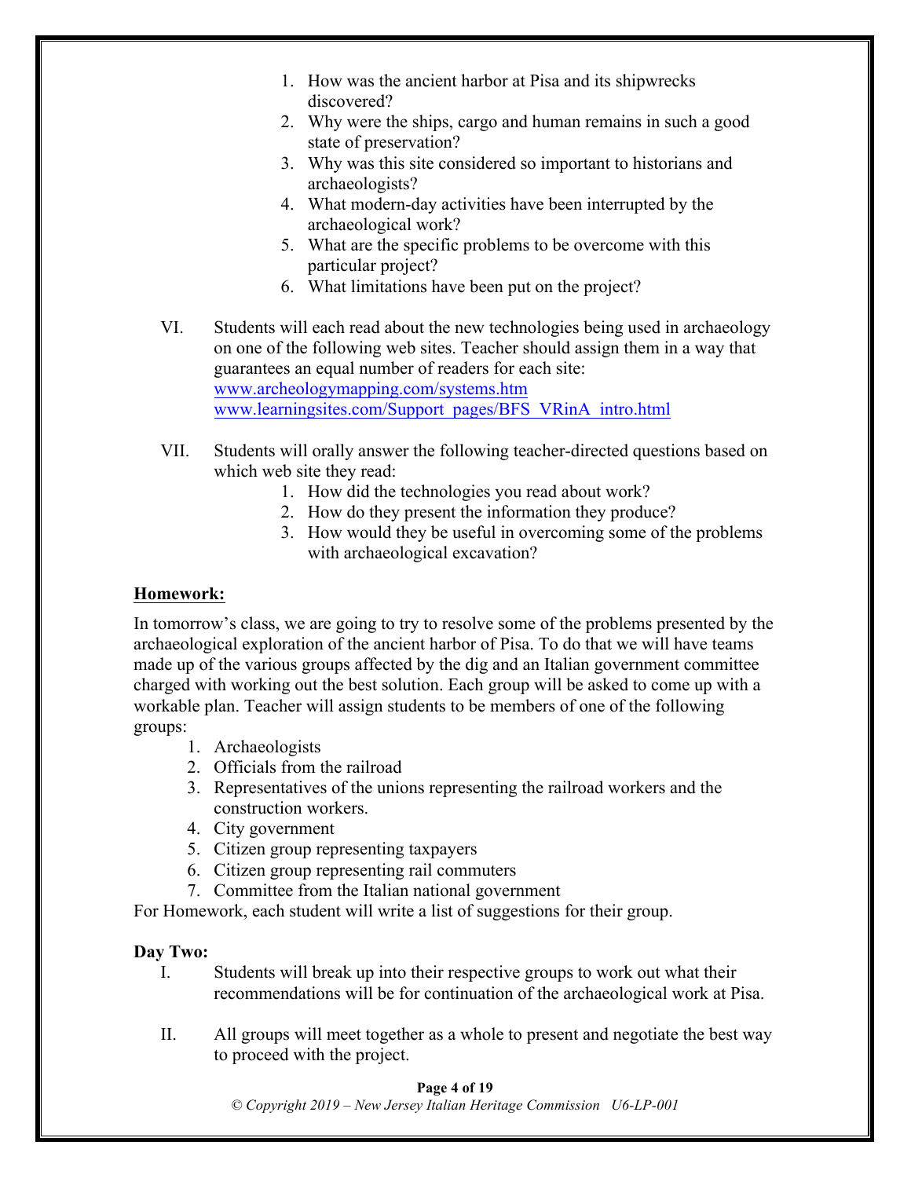1. How was the ancient harbor at Pisa and its shipwrecks discovered?
2. Why were the ships, cargo and human remains in such a good state of preservation?
3. Why was this site considered so important to historians and archaeologists?
4. What modern-day activities have been interrupted by the archaeological work?
5. What are the specific problems to be overcome with this particular project?
6. What limitations have been put on the project?

VI. Students will each read about the new technologies being used in archaeology on one of the following web sites. Teacher should assign them in a way that guarantees an equal number of readers for each site:
www.archeologymapping.com/systems.htm
www.learningsites.com/Support_pages/BFS_VRinA_intro.html

VII. Students will orally answer the following teacher-directed questions based on which web site they read:
1. How did the technologies you read about work?
2. How do they present the information they produce?
3. How would they be useful in overcoming some of the problems with archaeological excavation?

**<u>Homework:</u>**

In tomorrow's class, we are going to try to resolve some of the problems presented by the archaeological exploration of the ancient harbor of Pisa. To do that we will have teams made up of the various groups affected by the dig and an Italian government committee charged with working out the best solution. Each group will be asked to come up with a workable plan. Teacher will assign students to be members of one of the following groups:

1. Archaeologists
2. Officials from the railroad
3. Representatives of the unions representing the railroad workers and the construction workers.
4. City government
5. Citizen group representing taxpayers
6. Citizen group representing rail commuters
7. Committee from the Italian national government

For Homework, each student will write a list of suggestions for their group.

**Day Two:**

I. Students will break up into their respective groups to work out what their recommendations will be for continuation of the archaeological work at Pisa.

II. All groups will meet together as a whole to present and negotiate the best way to proceed with the project.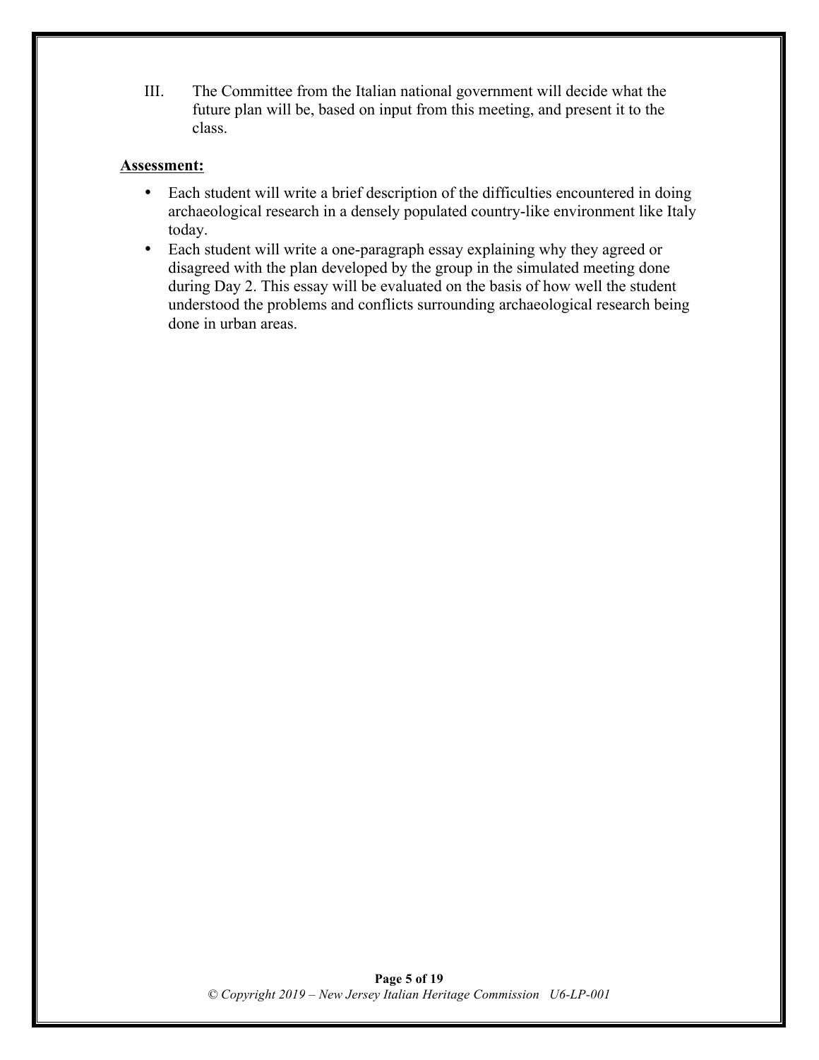III. The Committee from the Italian national government will decide what the future plan will be, based on input from this meeting, and present it to the class.

**Assessment:**

- Each student will write a brief description of the difficulties encountered in doing archaeological research in a densely populated country-like environment like Italy today.
- Each student will write a one-paragraph essay explaining why they agreed or disagreed with the plan developed by the group in the simulated meeting done during Day 2. This essay will be evaluated on the basis of how well the student understood the problems and conflicts surrounding archaeological research being done in urban areas.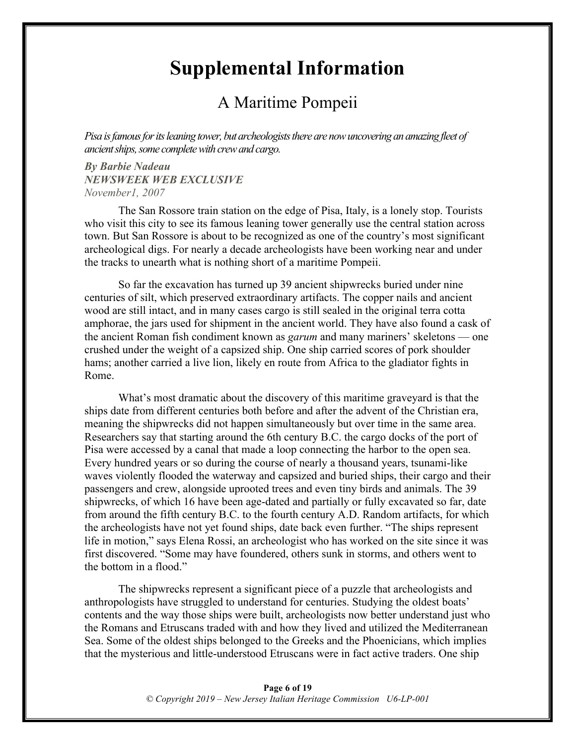# Supplemental Information

## A Maritime Pompeii

*Pisa is famous for its leaning tower, but archeologists there are now uncovering an amazing fleet of ancient ships, some complete with crew and cargo.*

***By Barbie Nadeau***
***NEWSWEEK WEB EXCLUSIVE***
*November1, 2007*

The San Rossore train station on the edge of Pisa, Italy, is a lonely stop. Tourists who visit this city to see its famous leaning tower generally use the central station across town. But San Rossore is about to be recognized as one of the country's most significant archeological digs. For nearly a decade archeologists have been working near and under the tracks to unearth what is nothing short of a maritime Pompeii.

So far the excavation has turned up 39 ancient shipwrecks buried under nine centuries of silt, which preserved extraordinary artifacts. The copper nails and ancient wood are still intact, and in many cases cargo is still sealed in the original terra cotta amphorae, the jars used for shipment in the ancient world. They have also found a cask of the ancient Roman fish condiment known as *garum* and many mariners' skeletons — one crushed under the weight of a capsized ship. One ship carried scores of pork shoulder hams; another carried a live lion, likely en route from Africa to the gladiator fights in Rome.

What's most dramatic about the discovery of this maritime graveyard is that the ships date from different centuries both before and after the advent of the Christian era, meaning the shipwrecks did not happen simultaneously but over time in the same area. Researchers say that starting around the 6th century B.C. the cargo docks of the port of Pisa were accessed by a canal that made a loop connecting the harbor to the open sea. Every hundred years or so during the course of nearly a thousand years, tsunami-like waves violently flooded the waterway and capsized and buried ships, their cargo and their passengers and crew, alongside uprooted trees and even tiny birds and animals. The 39 shipwrecks, of which 16 have been age-dated and partially or fully excavated so far, date from around the fifth century B.C. to the fourth century A.D. Random artifacts, for which the archeologists have not yet found ships, date back even further. "The ships represent life in motion," says Elena Rossi, an archeologist who has worked on the site since it was first discovered. "Some may have foundered, others sunk in storms, and others went to the bottom in a flood."

The shipwrecks represent a significant piece of a puzzle that archeologists and anthropologists have struggled to understand for centuries. Studying the oldest boats' contents and the way those ships were built, archeologists now better understand just who the Romans and Etruscans traded with and how they lived and utilized the Mediterranean Sea. Some of the oldest ships belonged to the Greeks and the Phoenicians, which implies that the mysterious and little-understood Etruscans were in fact active traders. One ship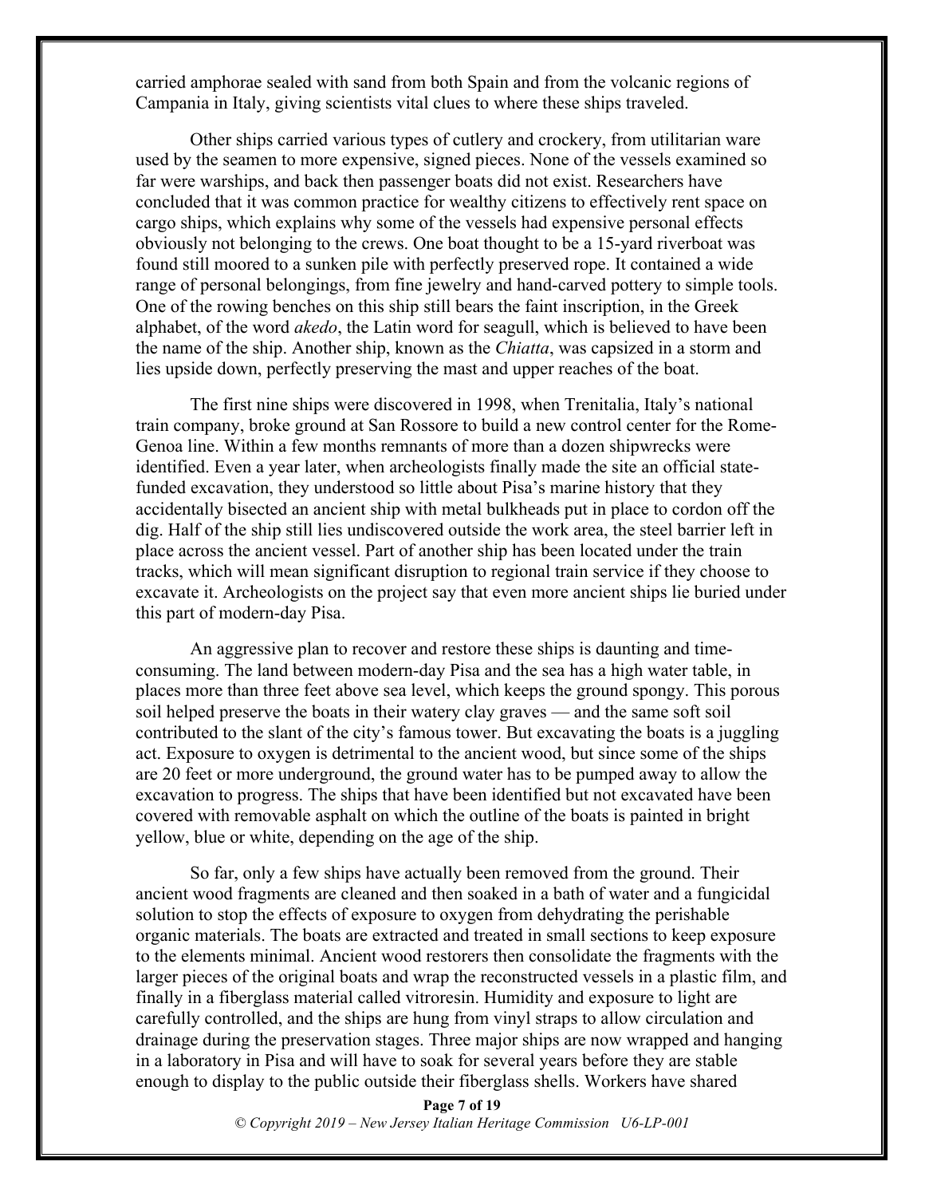carried amphorae sealed with sand from both Spain and from the volcanic regions of Campania in Italy, giving scientists vital clues to where these ships traveled.

Other ships carried various types of cutlery and crockery, from utilitarian ware used by the seamen to more expensive, signed pieces. None of the vessels examined so far were warships, and back then passenger boats did not exist. Researchers have concluded that it was common practice for wealthy citizens to effectively rent space on cargo ships, which explains why some of the vessels had expensive personal effects obviously not belonging to the crews. One boat thought to be a 15-yard riverboat was found still moored to a sunken pile with perfectly preserved rope. It contained a wide range of personal belongings, from fine jewelry and hand-carved pottery to simple tools. One of the rowing benches on this ship still bears the faint inscription, in the Greek alphabet, of the word *akedo*, the Latin word for seagull, which is believed to have been the name of the ship. Another ship, known as the *Chiatta*, was capsized in a storm and lies upside down, perfectly preserving the mast and upper reaches of the boat.

The first nine ships were discovered in 1998, when Trenitalia, Italy's national train company, broke ground at San Rossore to build a new control center for the Rome-Genoa line. Within a few months remnants of more than a dozen shipwrecks were identified. Even a year later, when archeologists finally made the site an official state-funded excavation, they understood so little about Pisa's marine history that they accidentally bisected an ancient ship with metal bulkheads put in place to cordon off the dig. Half of the ship still lies undiscovered outside the work area, the steel barrier left in place across the ancient vessel. Part of another ship has been located under the train tracks, which will mean significant disruption to regional train service if they choose to excavate it. Archeologists on the project say that even more ancient ships lie buried under this part of modern-day Pisa.

An aggressive plan to recover and restore these ships is daunting and time-consuming. The land between modern-day Pisa and the sea has a high water table, in places more than three feet above sea level, which keeps the ground spongy. This porous soil helped preserve the boats in their watery clay graves — and the same soft soil contributed to the slant of the city's famous tower. But excavating the boats is a juggling act. Exposure to oxygen is detrimental to the ancient wood, but since some of the ships are 20 feet or more underground, the ground water has to be pumped away to allow the excavation to progress. The ships that have been identified but not excavated have been covered with removable asphalt on which the outline of the boats is painted in bright yellow, blue or white, depending on the age of the ship.

So far, only a few ships have actually been removed from the ground. Their ancient wood fragments are cleaned and then soaked in a bath of water and a fungicidal solution to stop the effects of exposure to oxygen from dehydrating the perishable organic materials. The boats are extracted and treated in small sections to keep exposure to the elements minimal. Ancient wood restorers then consolidate the fragments with the larger pieces of the original boats and wrap the reconstructed vessels in a plastic film, and finally in a fiberglass material called vitroresin. Humidity and exposure to light are carefully controlled, and the ships are hung from vinyl straps to allow circulation and drainage during the preservation stages. Three major ships are now wrapped and hanging in a laboratory in Pisa and will have to soak for several years before they are stable enough to display to the public outside their fiberglass shells. Workers have shared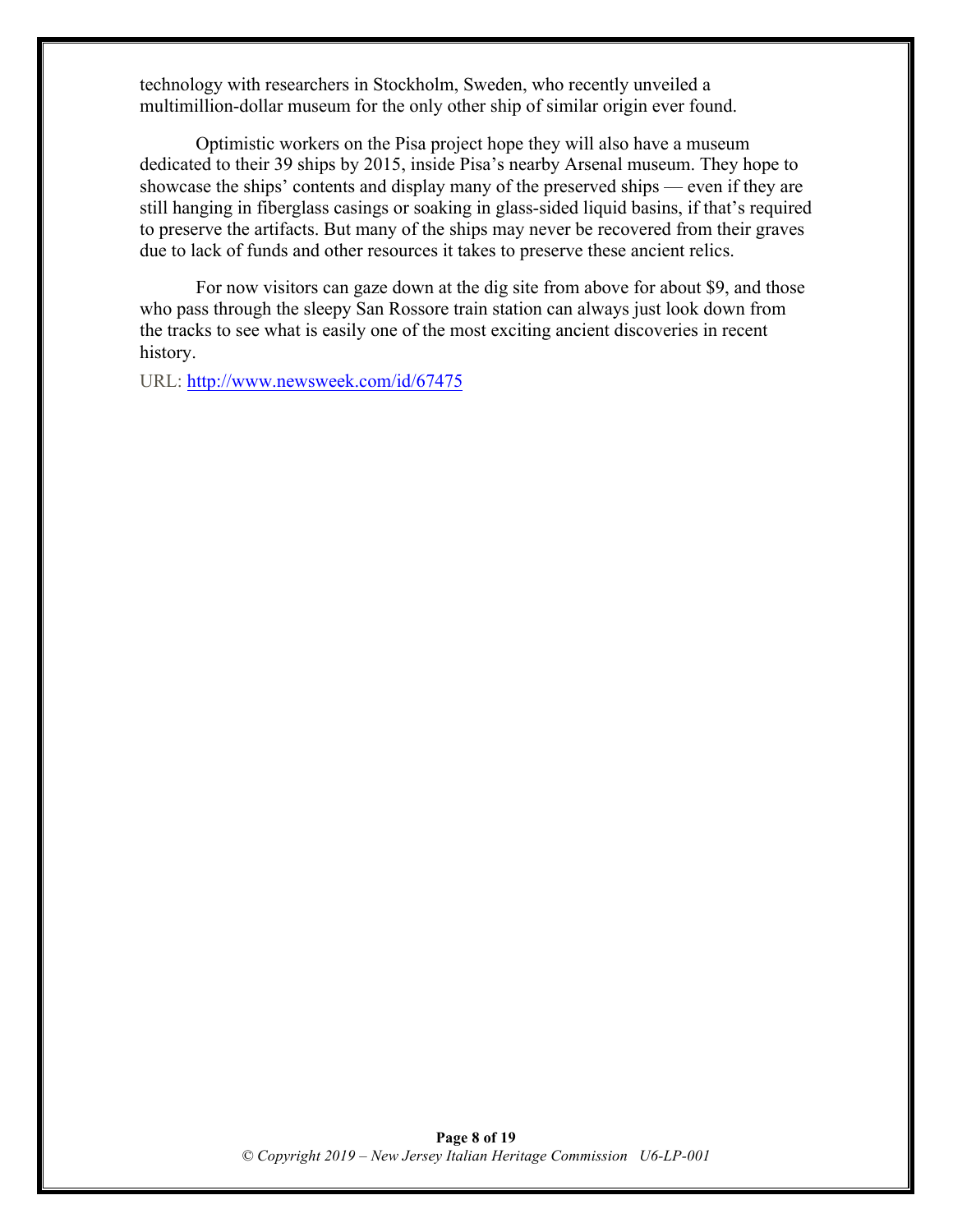technology with researchers in Stockholm, Sweden, who recently unveiled a multimillion-dollar museum for the only other ship of similar origin ever found.

Optimistic workers on the Pisa project hope they will also have a museum dedicated to their 39 ships by 2015, inside Pisa's nearby Arsenal museum. They hope to showcase the ships' contents and display many of the preserved ships — even if they are still hanging in fiberglass casings or soaking in glass-sided liquid basins, if that's required to preserve the artifacts. But many of the ships may never be recovered from their graves due to lack of funds and other resources it takes to preserve these ancient relics.

For now visitors can gaze down at the dig site from above for about $9, and those who pass through the sleepy San Rossore train station can always just look down from the tracks to see what is easily one of the most exciting ancient discoveries in recent history.

URL: http://www.newsweek.com/id/67475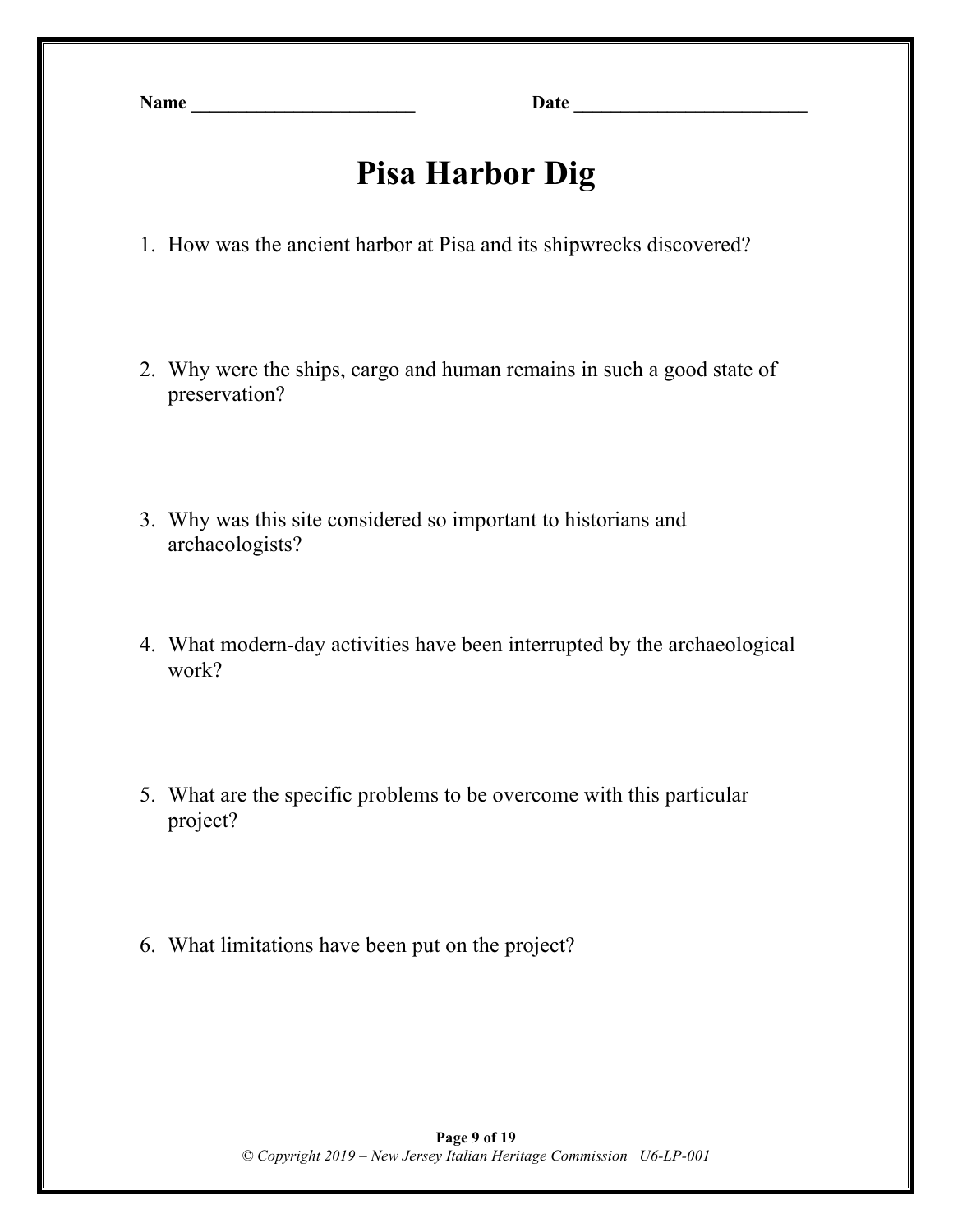Name ________________________ Date _________________________

# Pisa Harbor Dig

1. How was the ancient harbor at Pisa and its shipwrecks discovered?

2. Why were the ships, cargo and human remains in such a good state of preservation?

3. Why was this site considered so important to historians and archaeologists?

4. What modern-day activities have been interrupted by the archaeological work?

5. What are the specific problems to be overcome with this particular project?

6. What limitations have been put on the project?

*© Copyright 2019 – New Jersey Italian Heritage Commission U6-LP-001*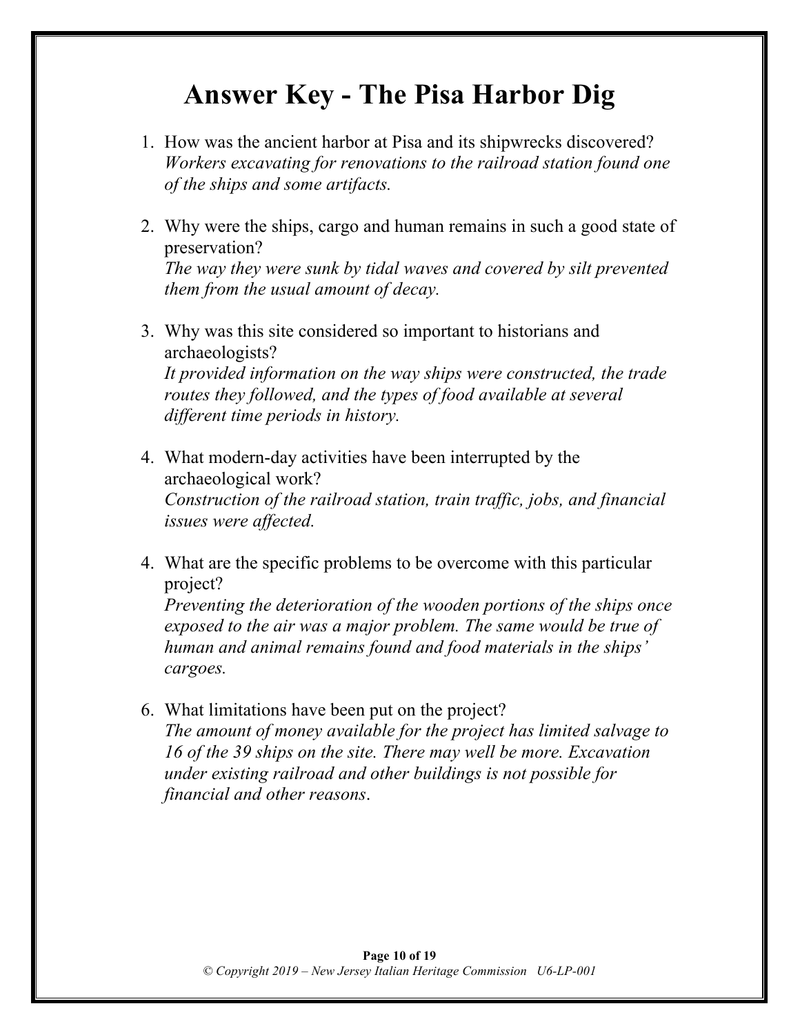# Answer Key - The Pisa Harbor Dig

1. How was the ancient harbor at Pisa and its shipwrecks discovered?
   *Workers excavating for renovations to the railroad station found one of the ships and some artifacts.*

2. Why were the ships, cargo and human remains in such a good state of preservation?
   *The way they were sunk by tidal waves and covered by silt prevented them from the usual amount of decay.*

3. Why was this site considered so important to historians and archaeologists?
   *It provided information on the way ships were constructed, the trade routes they followed, and the types of food available at several different time periods in history.*

4. What modern-day activities have been interrupted by the archaeological work?
   *Construction of the railroad station, train traffic, jobs, and financial issues were affected.*

4. What are the specific problems to be overcome with this particular project?
   *Preventing the deterioration of the wooden portions of the ships once exposed to the air was a major problem. The same would be true of human and animal remains found and food materials in the ships' cargoes.*

6. What limitations have been put on the project?
   *The amount of money available for the project has limited salvage to 16 of the 39 ships on the site. There may well be more. Excavation under existing railroad and other buildings is not possible for financial and other reasons.*

*© Copyright 2019 – New Jersey Italian Heritage Commission U6-LP-001*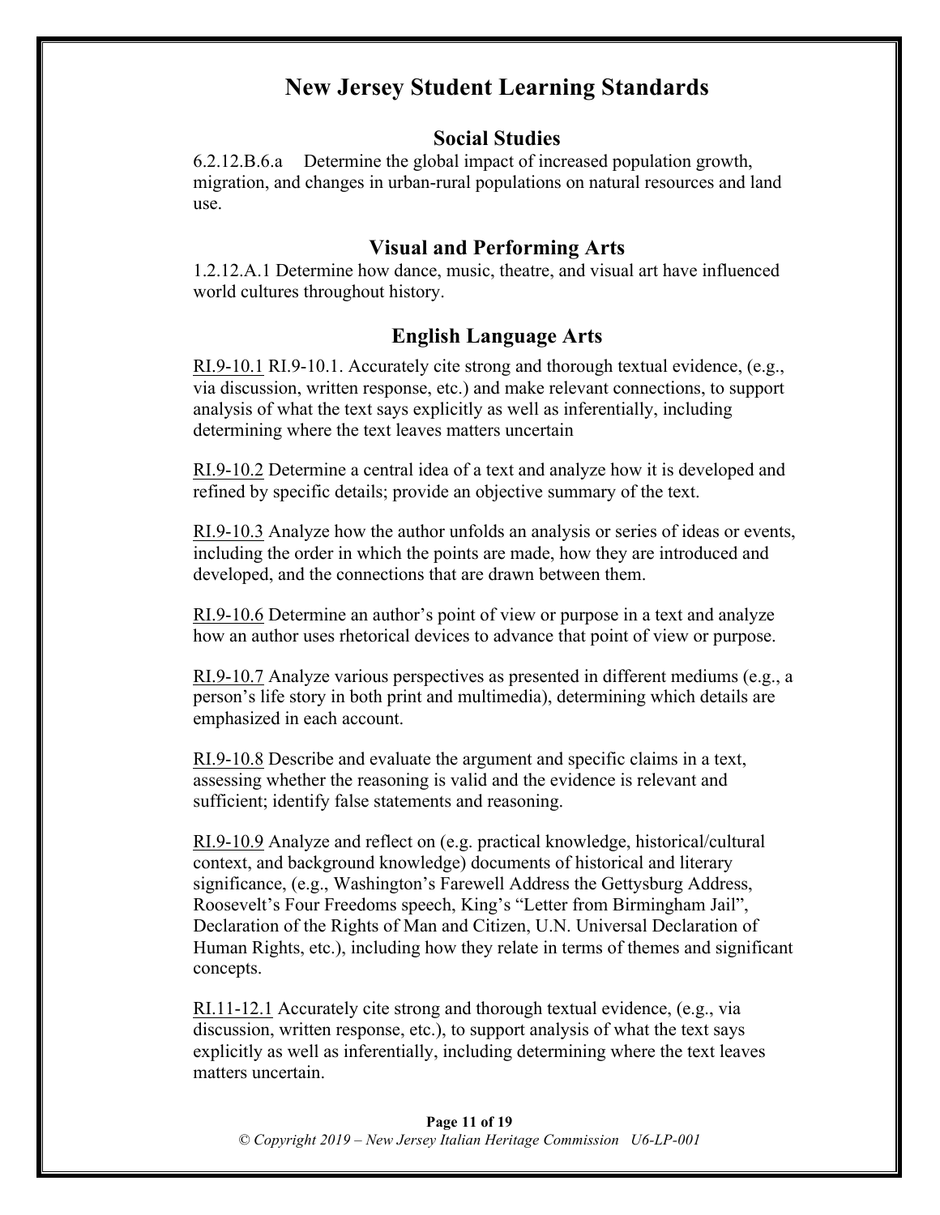# New Jersey Student Learning Standards

## Social Studies

6.2.12.B.6.a Determine the global impact of increased population growth, migration, and changes in urban-rural populations on natural resources and land use.

## Visual and Performing Arts

1.2.12.A.1 Determine how dance, music, theatre, and visual art have influenced world cultures throughout history.

## English Language Arts

RI.9-10.1 RI.9-10.1. Accurately cite strong and thorough textual evidence, (e.g., via discussion, written response, etc.) and make relevant connections, to support analysis of what the text says explicitly as well as inferentially, including determining where the text leaves matters uncertain

RI.9-10.2 Determine a central idea of a text and analyze how it is developed and refined by specific details; provide an objective summary of the text.

RI.9-10.3 Analyze how the author unfolds an analysis or series of ideas or events, including the order in which the points are made, how they are introduced and developed, and the connections that are drawn between them.

RI.9-10.6 Determine an author's point of view or purpose in a text and analyze how an author uses rhetorical devices to advance that point of view or purpose.

RI.9-10.7 Analyze various perspectives as presented in different mediums (e.g., a person's life story in both print and multimedia), determining which details are emphasized in each account.

RI.9-10.8 Describe and evaluate the argument and specific claims in a text, assessing whether the reasoning is valid and the evidence is relevant and sufficient; identify false statements and reasoning.

RI.9-10.9 Analyze and reflect on (e.g. practical knowledge, historical/cultural context, and background knowledge) documents of historical and literary significance, (e.g., Washington's Farewell Address the Gettysburg Address, Roosevelt's Four Freedoms speech, King's "Letter from Birmingham Jail", Declaration of the Rights of Man and Citizen, U.N. Universal Declaration of Human Rights, etc.), including how they relate in terms of themes and significant concepts.

RI.11-12.1 Accurately cite strong and thorough textual evidence, (e.g., via discussion, written response, etc.), to support analysis of what the text says explicitly as well as inferentially, including determining where the text leaves matters uncertain.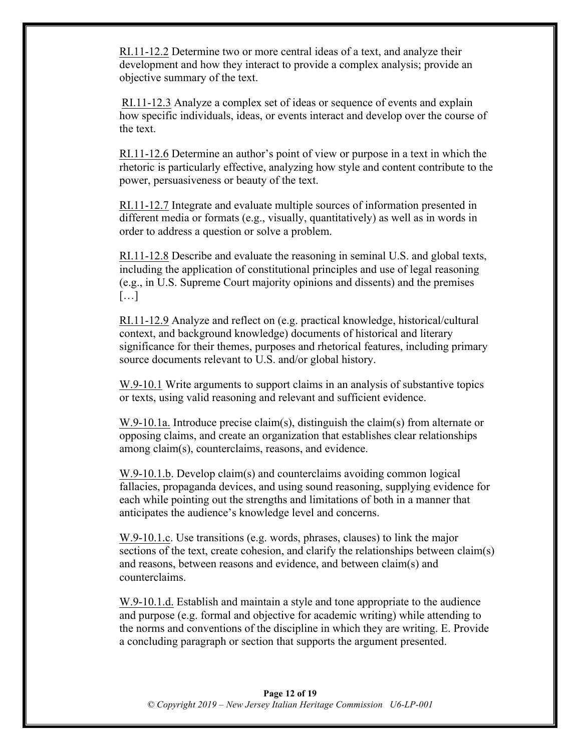RI.11-12.2 Determine two or more central ideas of a text, and analyze their development and how they interact to provide a complex analysis; provide an objective summary of the text.

RI.11-12.3 Analyze a complex set of ideas or sequence of events and explain how specific individuals, ideas, or events interact and develop over the course of the text.

RI.11-12.6 Determine an author's point of view or purpose in a text in which the rhetoric is particularly effective, analyzing how style and content contribute to the power, persuasiveness or beauty of the text.

RI.11-12.7 Integrate and evaluate multiple sources of information presented in different media or formats (e.g., visually, quantitatively) as well as in words in order to address a question or solve a problem.

RI.11-12.8 Describe and evaluate the reasoning in seminal U.S. and global texts, including the application of constitutional principles and use of legal reasoning (e.g., in U.S. Supreme Court majority opinions and dissents) and the premises […]

RI.11-12.9 Analyze and reflect on (e.g. practical knowledge, historical/cultural context, and background knowledge) documents of historical and literary significance for their themes, purposes and rhetorical features, including primary source documents relevant to U.S. and/or global history.

W.9-10.1 Write arguments to support claims in an analysis of substantive topics or texts, using valid reasoning and relevant and sufficient evidence.

W.9-10.1a. Introduce precise claim(s), distinguish the claim(s) from alternate or opposing claims, and create an organization that establishes clear relationships among claim(s), counterclaims, reasons, and evidence.

W.9-10.1.b. Develop claim(s) and counterclaims avoiding common logical fallacies, propaganda devices, and using sound reasoning, supplying evidence for each while pointing out the strengths and limitations of both in a manner that anticipates the audience's knowledge level and concerns.

W.9-10.1.c. Use transitions (e.g. words, phrases, clauses) to link the major sections of the text, create cohesion, and clarify the relationships between claim(s) and reasons, between reasons and evidence, and between claim(s) and counterclaims.

W.9-10.1.d. Establish and maintain a style and tone appropriate to the audience and purpose (e.g. formal and objective for academic writing) while attending to the norms and conventions of the discipline in which they are writing. E. Provide a concluding paragraph or section that supports the argument presented.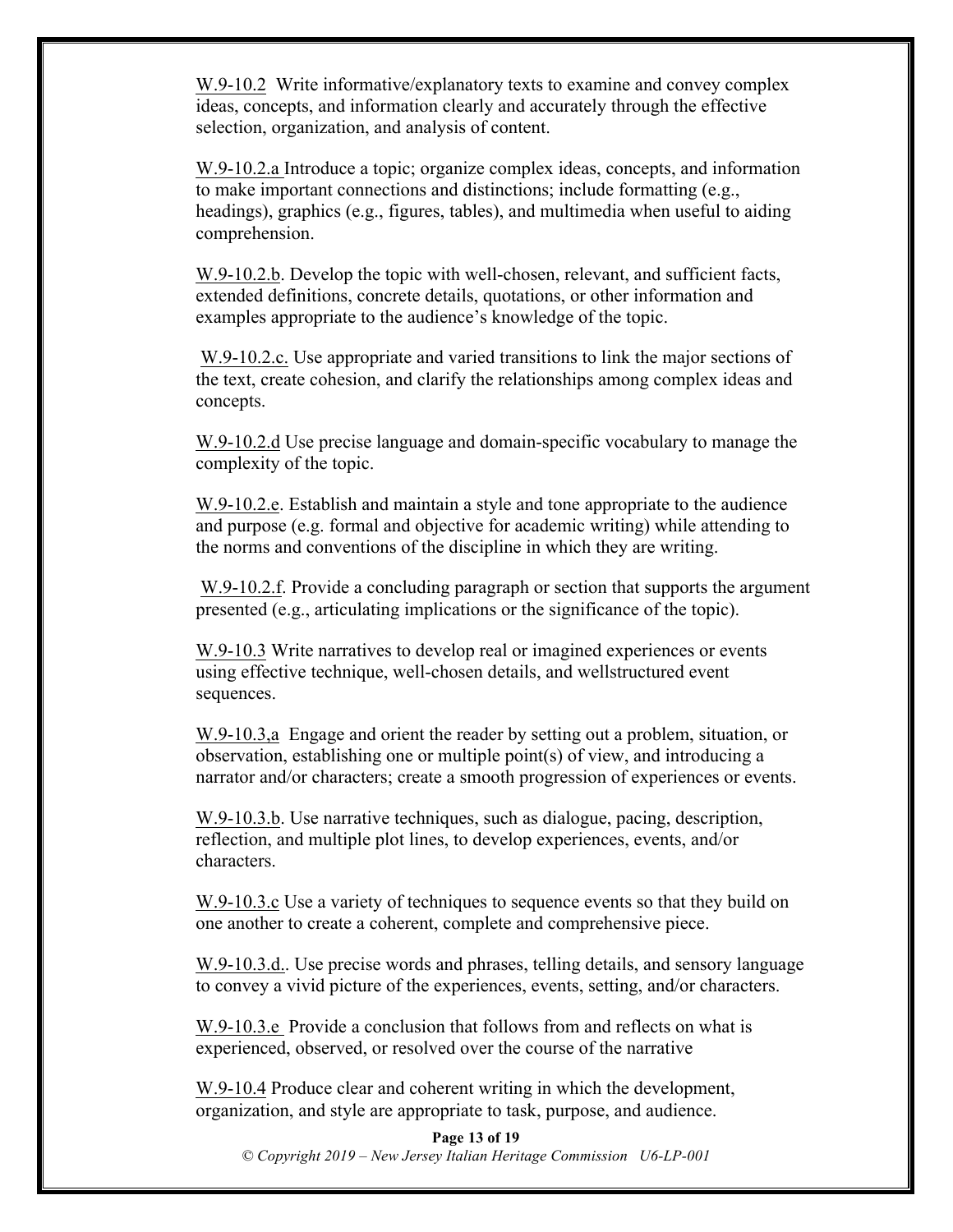W.9-10.2 Write informative/explanatory texts to examine and convey complex ideas, concepts, and information clearly and accurately through the effective selection, organization, and analysis of content.

W.9-10.2.a Introduce a topic; organize complex ideas, concepts, and information to make important connections and distinctions; include formatting (e.g., headings), graphics (e.g., figures, tables), and multimedia when useful to aiding comprehension.

W.9-10.2.b. Develop the topic with well-chosen, relevant, and sufficient facts, extended definitions, concrete details, quotations, or other information and examples appropriate to the audience's knowledge of the topic.

W.9-10.2.c. Use appropriate and varied transitions to link the major sections of the text, create cohesion, and clarify the relationships among complex ideas and concepts.

W.9-10.2.d Use precise language and domain-specific vocabulary to manage the complexity of the topic.

W.9-10.2.e. Establish and maintain a style and tone appropriate to the audience and purpose (e.g. formal and objective for academic writing) while attending to the norms and conventions of the discipline in which they are writing.

W.9-10.2.f. Provide a concluding paragraph or section that supports the argument presented (e.g., articulating implications or the significance of the topic).

W.9-10.3 Write narratives to develop real or imagined experiences or events using effective technique, well-chosen details, and wellstructured event sequences.

W.9-10.3,a Engage and orient the reader by setting out a problem, situation, or observation, establishing one or multiple point(s) of view, and introducing a narrator and/or characters; create a smooth progression of experiences or events.

W.9-10.3.b. Use narrative techniques, such as dialogue, pacing, description, reflection, and multiple plot lines, to develop experiences, events, and/or characters.

W.9-10.3.c Use a variety of techniques to sequence events so that they build on one another to create a coherent, complete and comprehensive piece.

W.9-10.3.d.. Use precise words and phrases, telling details, and sensory language to convey a vivid picture of the experiences, events, setting, and/or characters.

W.9-10.3.e Provide a conclusion that follows from and reflects on what is experienced, observed, or resolved over the course of the narrative

W.9-10.4 Produce clear and coherent writing in which the development, organization, and style are appropriate to task, purpose, and audience.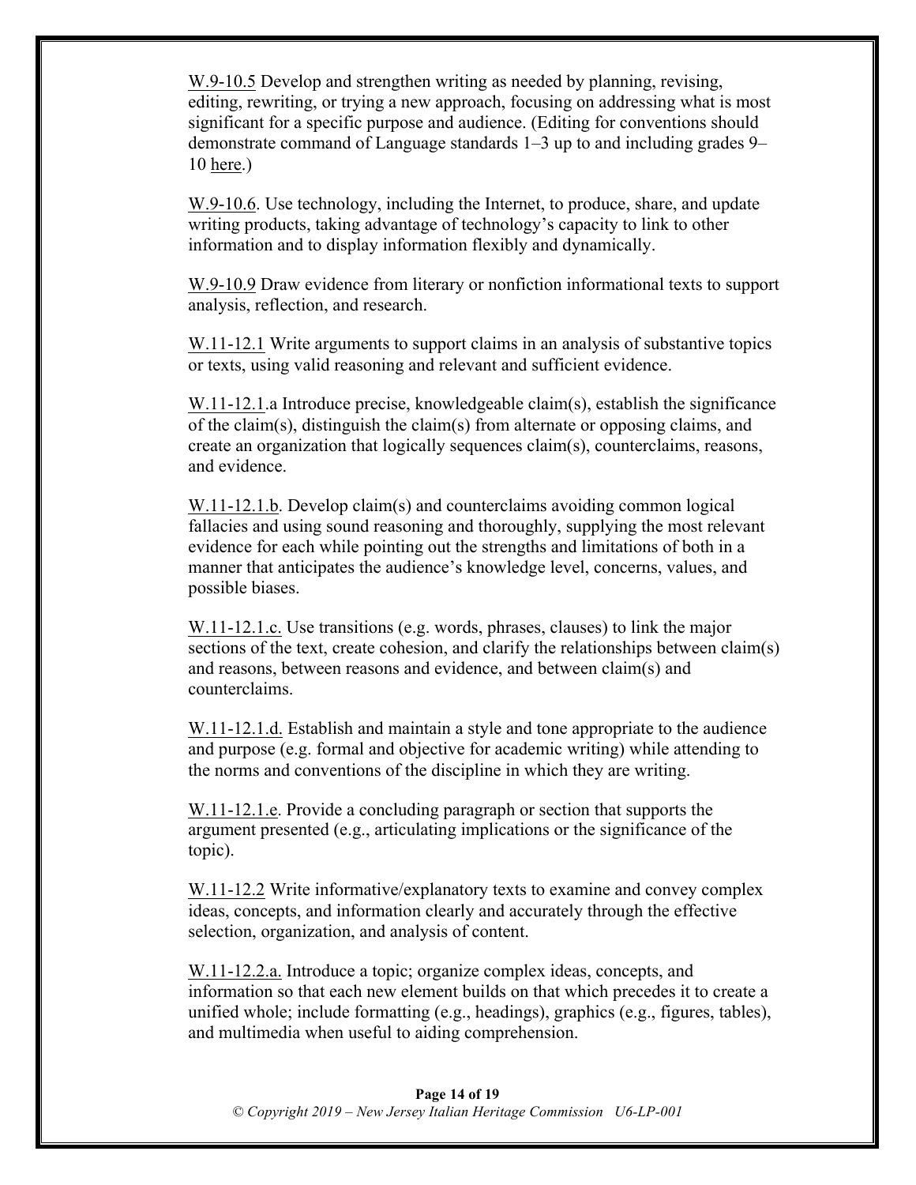W.9-10.5 Develop and strengthen writing as needed by planning, revising, editing, rewriting, or trying a new approach, focusing on addressing what is most significant for a specific purpose and audience. (Editing for conventions should demonstrate command of Language standards 1–3 up to and including grades 9–10 here.)

W.9-10.6. Use technology, including the Internet, to produce, share, and update writing products, taking advantage of technology's capacity to link to other information and to display information flexibly and dynamically.

W.9-10.9 Draw evidence from literary or nonfiction informational texts to support analysis, reflection, and research.

W.11-12.1 Write arguments to support claims in an analysis of substantive topics or texts, using valid reasoning and relevant and sufficient evidence.

W.11-12.1.a Introduce precise, knowledgeable claim(s), establish the significance of the claim(s), distinguish the claim(s) from alternate or opposing claims, and create an organization that logically sequences claim(s), counterclaims, reasons, and evidence.

W.11-12.1.b. Develop claim(s) and counterclaims avoiding common logical fallacies and using sound reasoning and thoroughly, supplying the most relevant evidence for each while pointing out the strengths and limitations of both in a manner that anticipates the audience's knowledge level, concerns, values, and possible biases.

W.11-12.1.c. Use transitions (e.g. words, phrases, clauses) to link the major sections of the text, create cohesion, and clarify the relationships between claim(s) and reasons, between reasons and evidence, and between claim(s) and counterclaims.

W.11-12.1.d. Establish and maintain a style and tone appropriate to the audience and purpose (e.g. formal and objective for academic writing) while attending to the norms and conventions of the discipline in which they are writing.

W.11-12.1.e. Provide a concluding paragraph or section that supports the argument presented (e.g., articulating implications or the significance of the topic).

W.11-12.2 Write informative/explanatory texts to examine and convey complex ideas, concepts, and information clearly and accurately through the effective selection, organization, and analysis of content.

W.11-12.2.a. Introduce a topic; organize complex ideas, concepts, and information so that each new element builds on that which precedes it to create a unified whole; include formatting (e.g., headings), graphics (e.g., figures, tables), and multimedia when useful to aiding comprehension.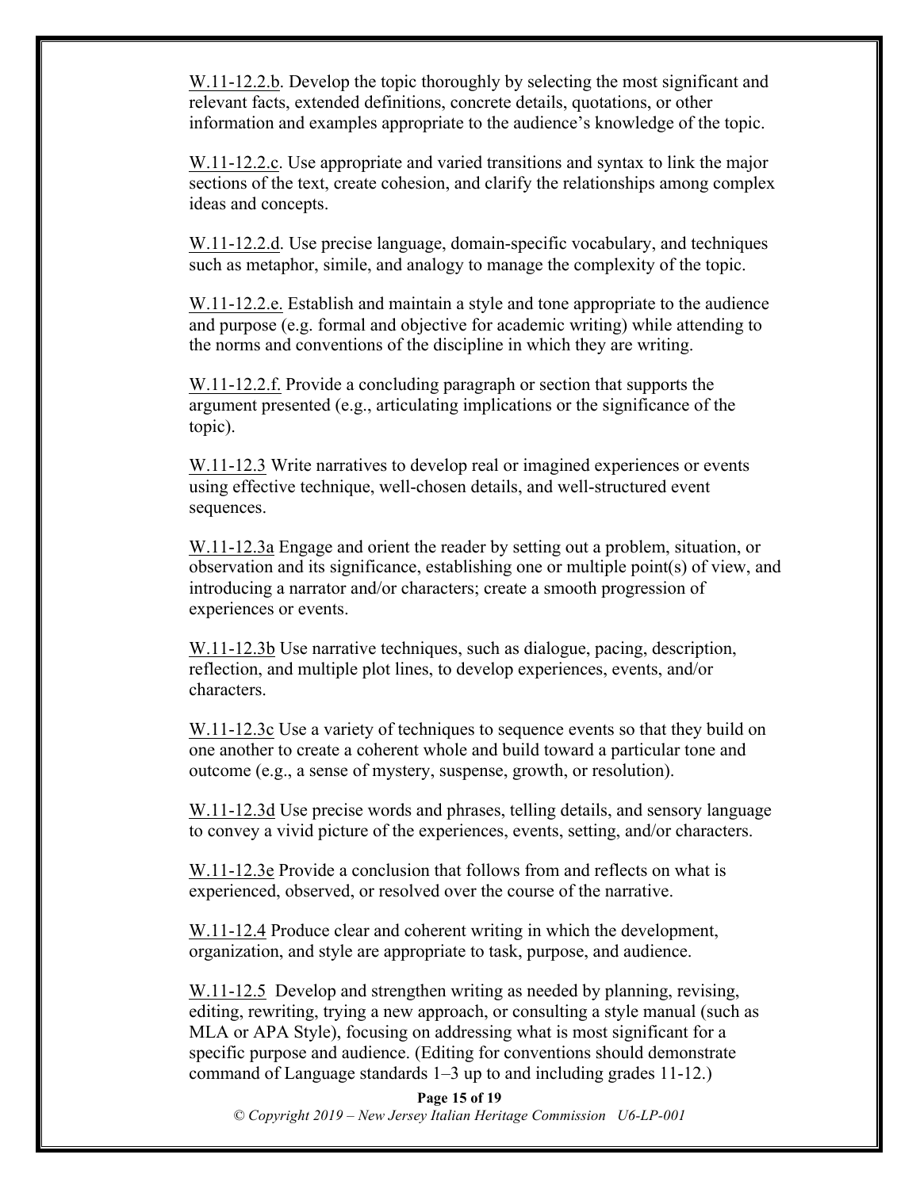W.11-12.2.b. Develop the topic thoroughly by selecting the most significant and relevant facts, extended definitions, concrete details, quotations, or other information and examples appropriate to the audience's knowledge of the topic.

W.11-12.2.c. Use appropriate and varied transitions and syntax to link the major sections of the text, create cohesion, and clarify the relationships among complex ideas and concepts.

W.11-12.2.d. Use precise language, domain-specific vocabulary, and techniques such as metaphor, simile, and analogy to manage the complexity of the topic.

W.11-12.2.e. Establish and maintain a style and tone appropriate to the audience and purpose (e.g. formal and objective for academic writing) while attending to the norms and conventions of the discipline in which they are writing.

W.11-12.2.f. Provide a concluding paragraph or section that supports the argument presented (e.g., articulating implications or the significance of the topic).

W.11-12.3 Write narratives to develop real or imagined experiences or events using effective technique, well-chosen details, and well-structured event sequences.

W.11-12.3a Engage and orient the reader by setting out a problem, situation, or observation and its significance, establishing one or multiple point(s) of view, and introducing a narrator and/or characters; create a smooth progression of experiences or events.

W.11-12.3b Use narrative techniques, such as dialogue, pacing, description, reflection, and multiple plot lines, to develop experiences, events, and/or characters.

W.11-12.3c Use a variety of techniques to sequence events so that they build on one another to create a coherent whole and build toward a particular tone and outcome (e.g., a sense of mystery, suspense, growth, or resolution).

W.11-12.3d Use precise words and phrases, telling details, and sensory language to convey a vivid picture of the experiences, events, setting, and/or characters.

W.11-12.3e Provide a conclusion that follows from and reflects on what is experienced, observed, or resolved over the course of the narrative.

W.11-12.4 Produce clear and coherent writing in which the development, organization, and style are appropriate to task, purpose, and audience.

W.11-12.5 Develop and strengthen writing as needed by planning, revising, editing, rewriting, trying a new approach, or consulting a style manual (such as MLA or APA Style), focusing on addressing what is most significant for a specific purpose and audience. (Editing for conventions should demonstrate command of Language standards 1–3 up to and including grades 11-12.)

*© Copyright 2019 – New Jersey Italian Heritage Commission U6-LP-001*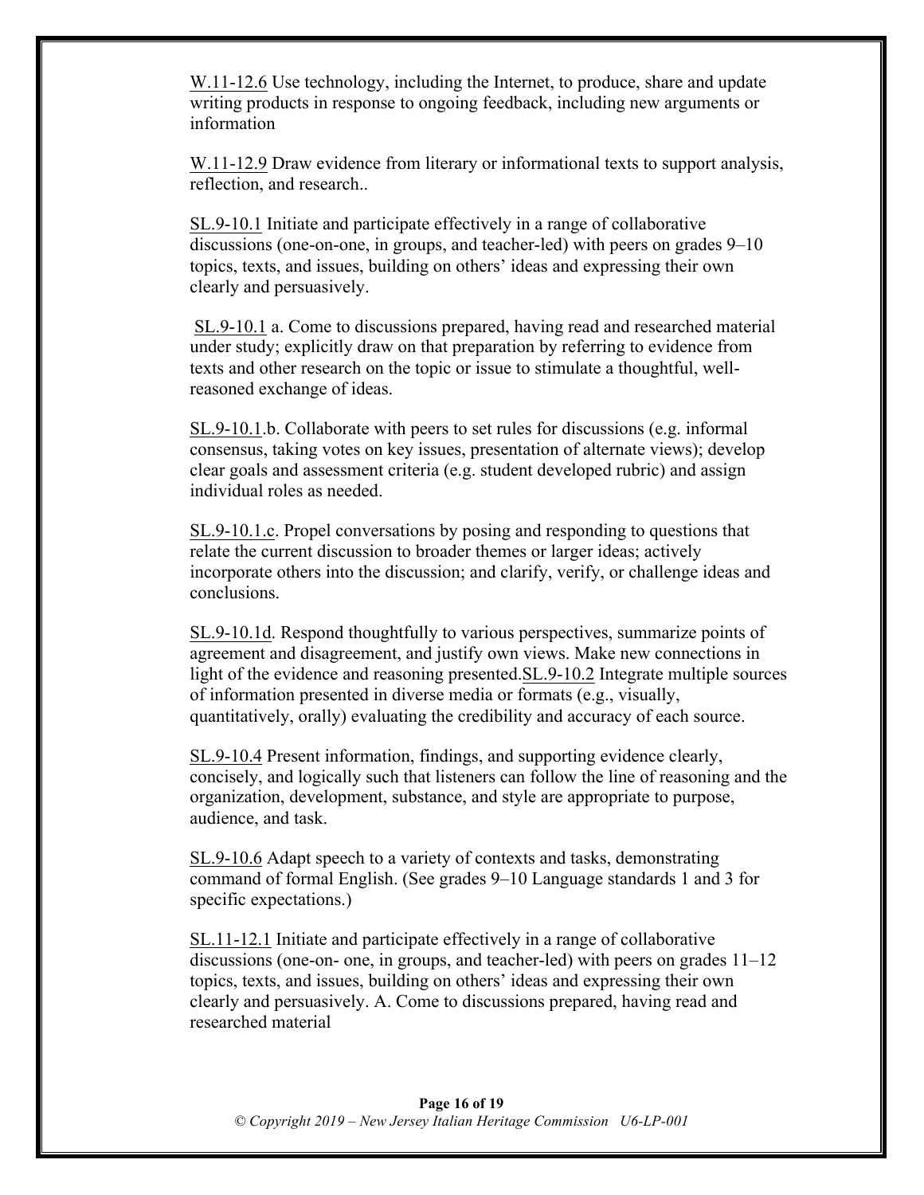W.11-12.6 Use technology, including the Internet, to produce, share and update writing products in response to ongoing feedback, including new arguments or information

W.11-12.9 Draw evidence from literary or informational texts to support analysis, reflection, and research..

SL.9-10.1 Initiate and participate effectively in a range of collaborative discussions (one-on-one, in groups, and teacher-led) with peers on grades 9–10 topics, texts, and issues, building on others' ideas and expressing their own clearly and persuasively.

SL.9-10.1 a. Come to discussions prepared, having read and researched material under study; explicitly draw on that preparation by referring to evidence from texts and other research on the topic or issue to stimulate a thoughtful, well-reasoned exchange of ideas.

SL.9-10.1.b. Collaborate with peers to set rules for discussions (e.g. informal consensus, taking votes on key issues, presentation of alternate views); develop clear goals and assessment criteria (e.g. student developed rubric) and assign individual roles as needed.

SL.9-10.1.c. Propel conversations by posing and responding to questions that relate the current discussion to broader themes or larger ideas; actively incorporate others into the discussion; and clarify, verify, or challenge ideas and conclusions.

SL.9-10.1d. Respond thoughtfully to various perspectives, summarize points of agreement and disagreement, and justify own views. Make new connections in light of the evidence and reasoning presented.SL.9-10.2 Integrate multiple sources of information presented in diverse media or formats (e.g., visually, quantitatively, orally) evaluating the credibility and accuracy of each source.

SL.9-10.4 Present information, findings, and supporting evidence clearly, concisely, and logically such that listeners can follow the line of reasoning and the organization, development, substance, and style are appropriate to purpose, audience, and task.

SL.9-10.6 Adapt speech to a variety of contexts and tasks, demonstrating command of formal English. (See grades 9–10 Language standards 1 and 3 for specific expectations.)

SL.11-12.1 Initiate and participate effectively in a range of collaborative discussions (one-on- one, in groups, and teacher-led) with peers on grades 11–12 topics, texts, and issues, building on others' ideas and expressing their own clearly and persuasively. A. Come to discussions prepared, having read and researched material

*© Copyright 2019 – New Jersey Italian Heritage Commission U6-LP-001*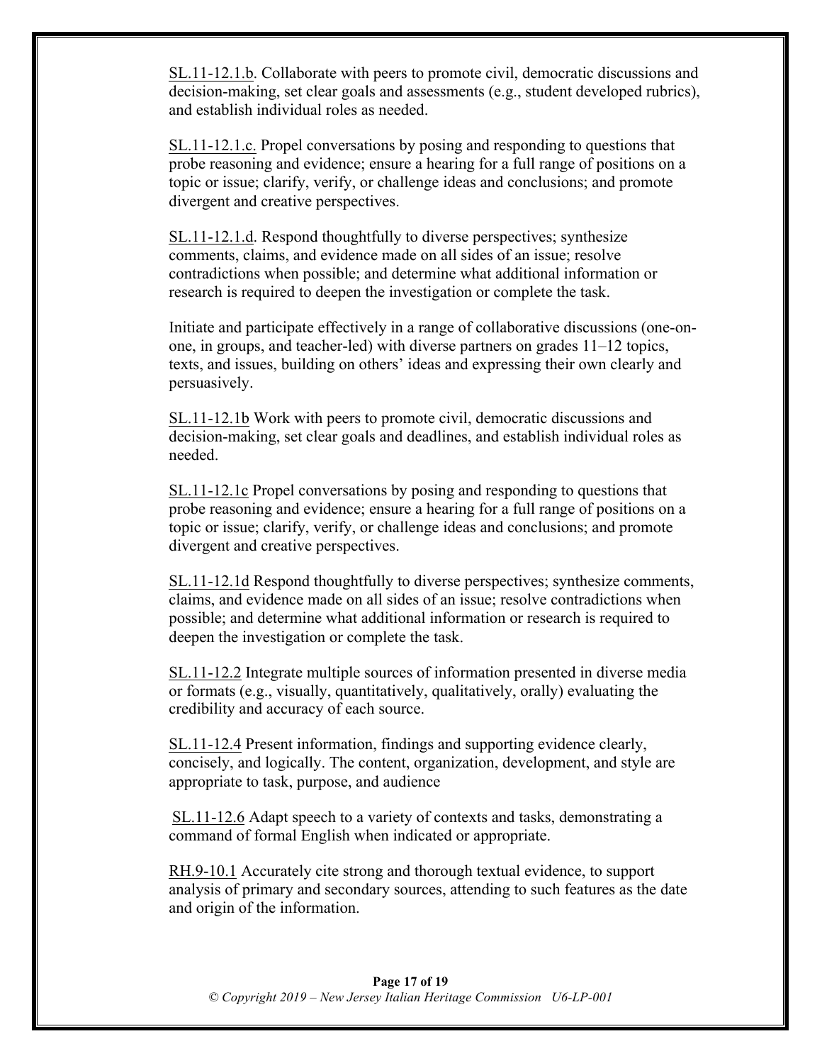SL.11-12.1.b. Collaborate with peers to promote civil, democratic discussions and decision-making, set clear goals and assessments (e.g., student developed rubrics), and establish individual roles as needed.

SL.11-12.1.c. Propel conversations by posing and responding to questions that probe reasoning and evidence; ensure a hearing for a full range of positions on a topic or issue; clarify, verify, or challenge ideas and conclusions; and promote divergent and creative perspectives.

SL.11-12.1.d. Respond thoughtfully to diverse perspectives; synthesize comments, claims, and evidence made on all sides of an issue; resolve contradictions when possible; and determine what additional information or research is required to deepen the investigation or complete the task.

Initiate and participate effectively in a range of collaborative discussions (one-on-one, in groups, and teacher-led) with diverse partners on grades 11–12 topics, texts, and issues, building on others' ideas and expressing their own clearly and persuasively.

SL.11-12.1b Work with peers to promote civil, democratic discussions and decision-making, set clear goals and deadlines, and establish individual roles as needed.

SL.11-12.1c Propel conversations by posing and responding to questions that probe reasoning and evidence; ensure a hearing for a full range of positions on a topic or issue; clarify, verify, or challenge ideas and conclusions; and promote divergent and creative perspectives.

SL.11-12.1d Respond thoughtfully to diverse perspectives; synthesize comments, claims, and evidence made on all sides of an issue; resolve contradictions when possible; and determine what additional information or research is required to deepen the investigation or complete the task.

SL.11-12.2 Integrate multiple sources of information presented in diverse media or formats (e.g., visually, quantitatively, qualitatively, orally) evaluating the credibility and accuracy of each source.

SL.11-12.4 Present information, findings and supporting evidence clearly, concisely, and logically. The content, organization, development, and style are appropriate to task, purpose, and audience

SL.11-12.6 Adapt speech to a variety of contexts and tasks, demonstrating a command of formal English when indicated or appropriate.

RH.9-10.1 Accurately cite strong and thorough textual evidence, to support analysis of primary and secondary sources, attending to such features as the date and origin of the information.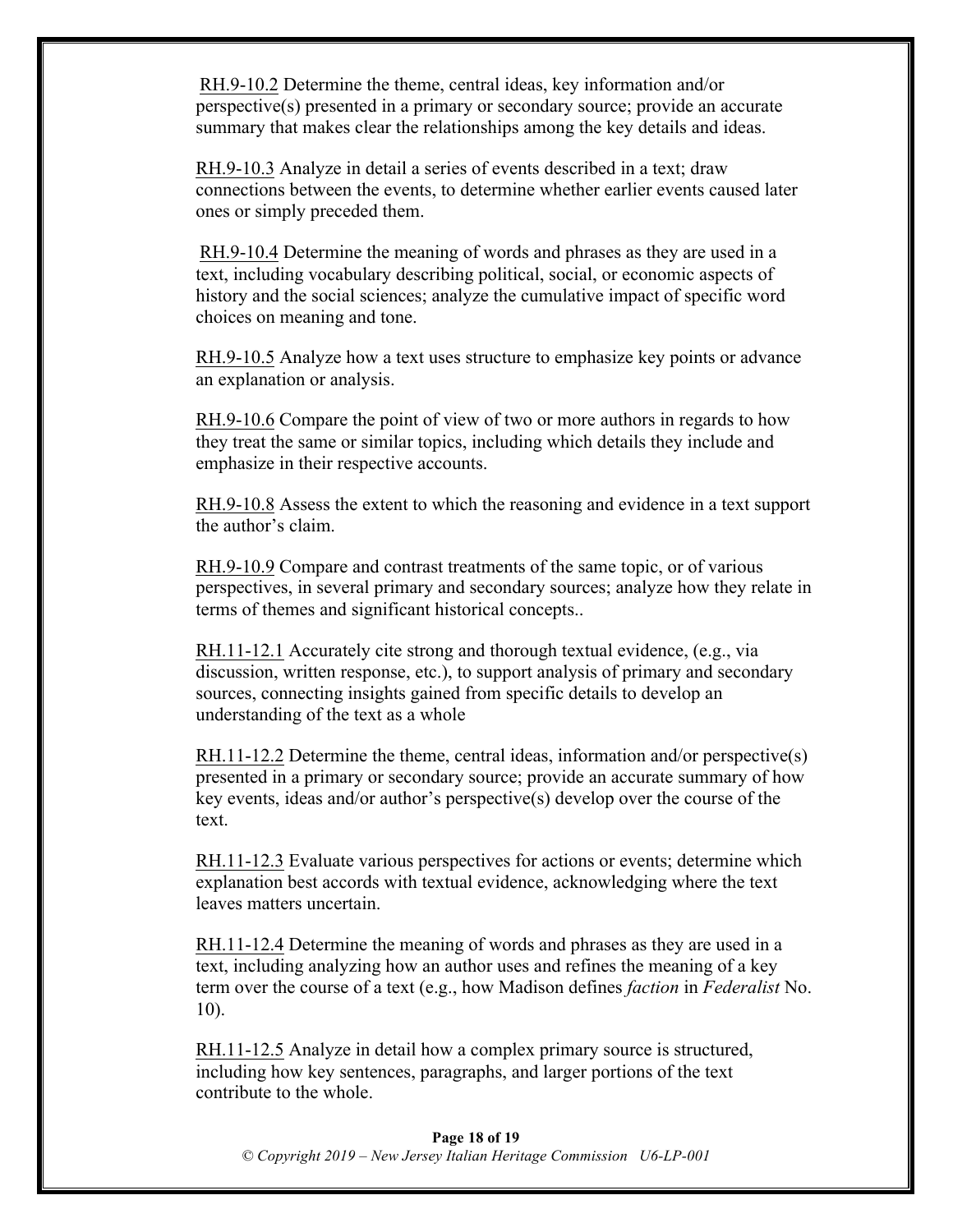RH.9-10.2 Determine the theme, central ideas, key information and/or perspective(s) presented in a primary or secondary source; provide an accurate summary that makes clear the relationships among the key details and ideas.

RH.9-10.3 Analyze in detail a series of events described in a text; draw connections between the events, to determine whether earlier events caused later ones or simply preceded them.

RH.9-10.4 Determine the meaning of words and phrases as they are used in a text, including vocabulary describing political, social, or economic aspects of history and the social sciences; analyze the cumulative impact of specific word choices on meaning and tone.

RH.9-10.5 Analyze how a text uses structure to emphasize key points or advance an explanation or analysis.

RH.9-10.6 Compare the point of view of two or more authors in regards to how they treat the same or similar topics, including which details they include and emphasize in their respective accounts.

RH.9-10.8 Assess the extent to which the reasoning and evidence in a text support the author's claim.

RH.9-10.9 Compare and contrast treatments of the same topic, or of various perspectives, in several primary and secondary sources; analyze how they relate in terms of themes and significant historical concepts..

RH.11-12.1 Accurately cite strong and thorough textual evidence, (e.g., via discussion, written response, etc.), to support analysis of primary and secondary sources, connecting insights gained from specific details to develop an understanding of the text as a whole

RH.11-12.2 Determine the theme, central ideas, information and/or perspective(s) presented in a primary or secondary source; provide an accurate summary of how key events, ideas and/or author's perspective(s) develop over the course of the text.

RH.11-12.3 Evaluate various perspectives for actions or events; determine which explanation best accords with textual evidence, acknowledging where the text leaves matters uncertain.

RH.11-12.4 Determine the meaning of words and phrases as they are used in a text, including analyzing how an author uses and refines the meaning of a key term over the course of a text (e.g., how Madison defines *faction* in *Federalist* No. 10).

RH.11-12.5 Analyze in detail how a complex primary source is structured, including how key sentences, paragraphs, and larger portions of the text contribute to the whole.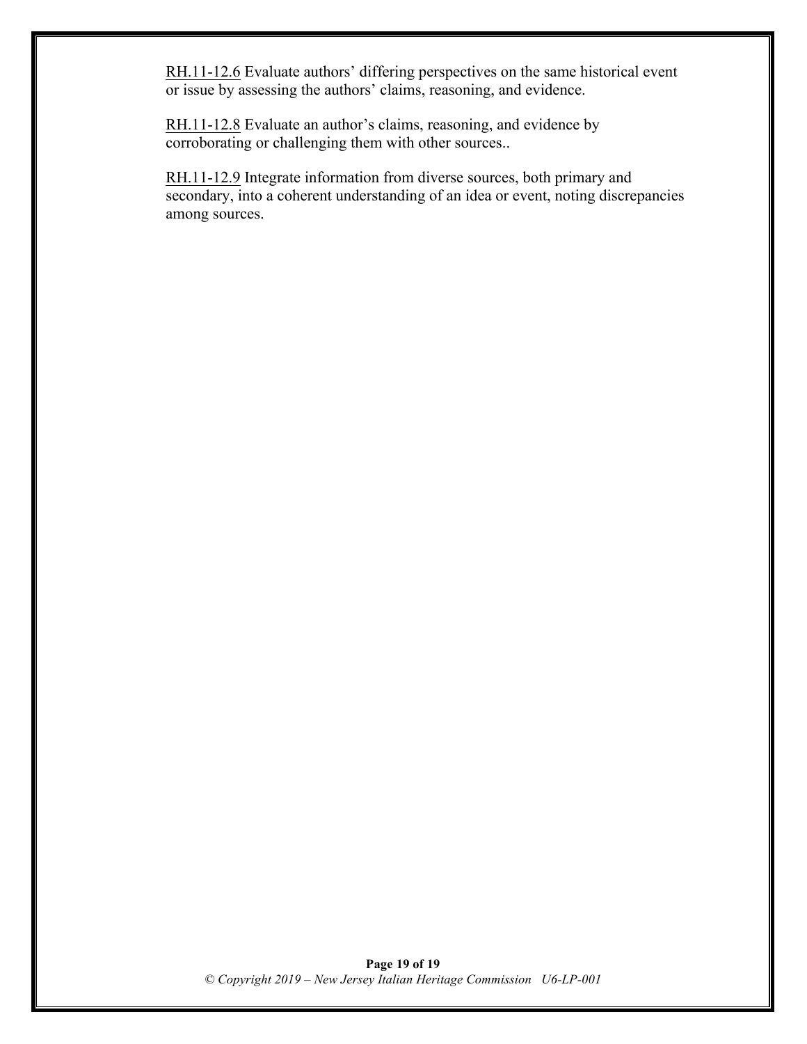RH.11-12.6 Evaluate authors' differing perspectives on the same historical event or issue by assessing the authors' claims, reasoning, and evidence.

RH.11-12.8 Evaluate an author's claims, reasoning, and evidence by corroborating or challenging them with other sources..

RH.11-12.9 Integrate information from diverse sources, both primary and secondary, into a coherent understanding of an idea or event, noting discrepancies among sources.